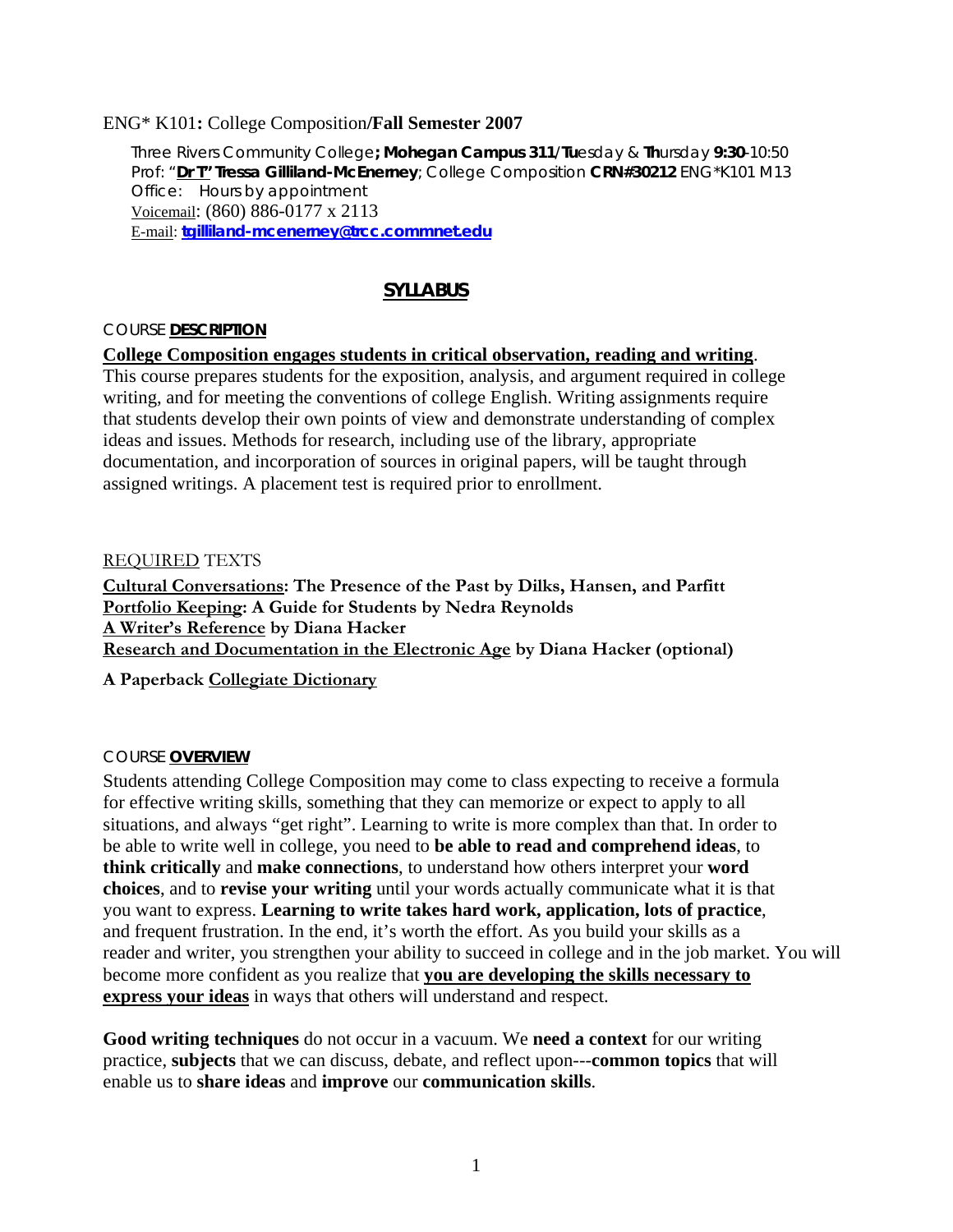ENG* K101**:** College Composition**/Fall Semester 2007**

Three Rivers Community College**; Mohegan Campus 311**/**Tu**esday & **Th**ursday **9:30**-10:50
Prof: "**Dr T" Tressa Gilliland-McEnerney**; College Composition **CRN#30212** ENG*K101 M13
Office: Hours by appointment
Voicemail: (860) 886-0177 x 2113
E-mail: **tgilliland-mcenerney@trcc.commnet.edu**

## SYLLABUS

### COURSE **DESCRIPTION**

**College Composition engages students in critical observation, reading and writing**. This course prepares students for the exposition, analysis, and argument required in college writing, and for meeting the conventions of college English. Writing assignments require that students develop their own points of view and demonstrate understanding of complex ideas and issues. Methods for research, including use of the library, appropriate documentation, and incorporation of sources in original papers, will be taught through assigned writings. A placement test is required prior to enrollment.

### REQUIRED TEXTS

**Cultural Conversations: The Presence of the Past by Dilks, Hansen, and Parfitt**
**Portfolio Keeping: A Guide for Students by Nedra Reynolds**
**A Writer's Reference by Diana Hacker**
**Research and Documentation in the Electronic Age by Diana Hacker (optional)**

**A Paperback Collegiate Dictionary**

### COURSE **OVERVIEW**

Students attending College Composition may come to class expecting to receive a formula for effective writing skills, something that they can memorize or expect to apply to all situations, and always "get right". Learning to write is more complex than that. In order to be able to write well in college, you need to **be able to read and comprehend ideas**, to **think critically** and **make connections**, to understand how others interpret your **word choices**, and to **revise your writing** until your words actually communicate what it is that you want to express. **Learning to write takes hard work, application, lots of practice**, and frequent frustration. In the end, it's worth the effort. As you build your skills as a reader and writer, you strengthen your ability to succeed in college and in the job market. You will become more confident as you realize that **you are developing the skills necessary to express your ideas** in ways that others will understand and respect.

**Good writing techniques** do not occur in a vacuum. We **need a context** for our writing practice, **subjects** that we can discuss, debate, and reflect upon---**common topics** that will enable us to **share ideas** and **improve** our **communication skills**.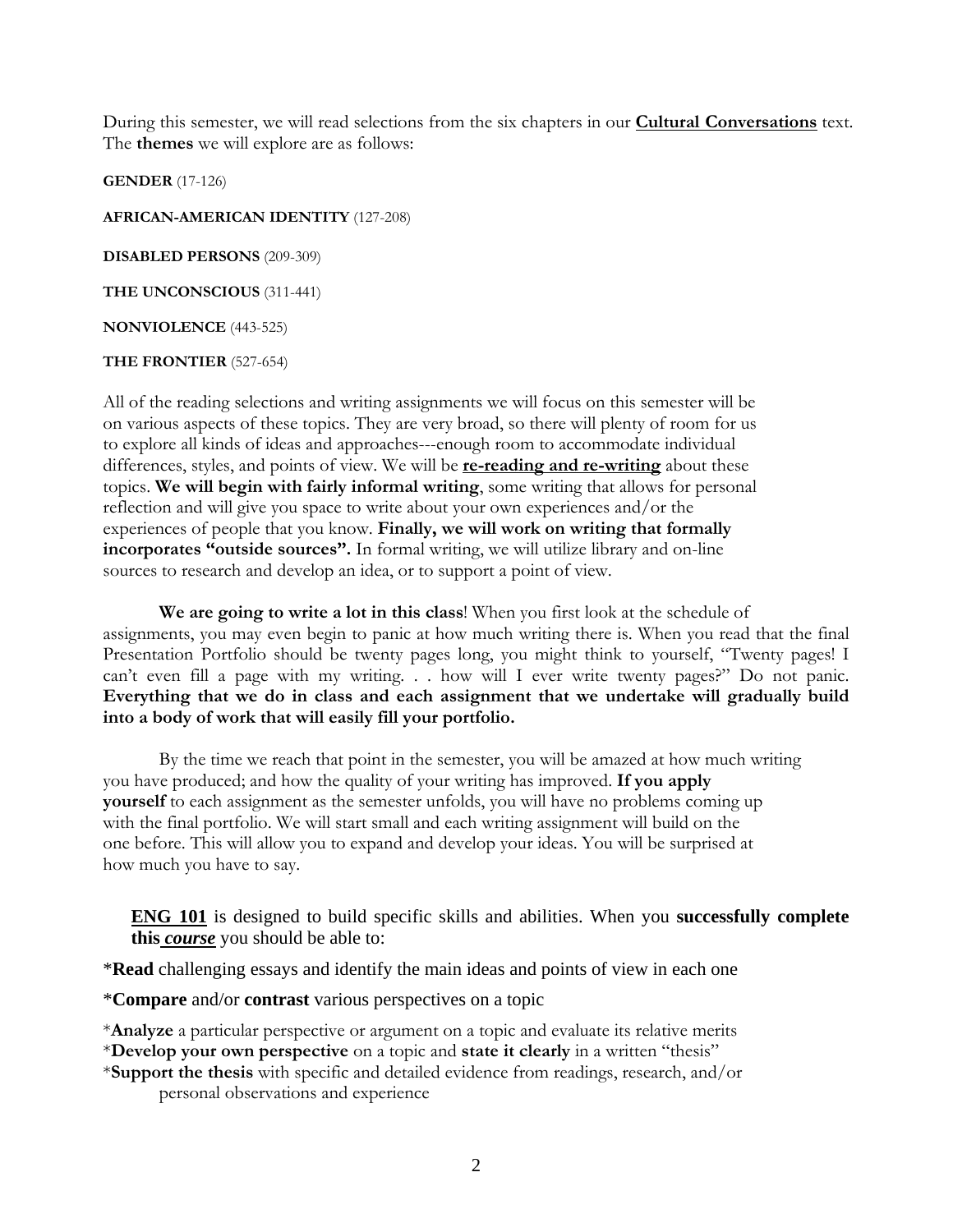During this semester, we will read selections from the six chapters in our **Cultural Conversations** text. The **themes** we will explore are as follows:

**GENDER** (17-126)

**AFRICAN-AMERICAN IDENTITY** (127-208)

**DISABLED PERSONS** (209-309)

**THE UNCONSCIOUS** (311-441)

**NONVIOLENCE** (443-525)

**THE FRONTIER** (527-654)

All of the reading selections and writing assignments we will focus on this semester will be on various aspects of these topics. They are very broad, so there will plenty of room for us to explore all kinds of ideas and approaches---enough room to accommodate individual differences, styles, and points of view. We will be **re-reading and re-writing** about these topics. **We will begin with fairly informal writing**, some writing that allows for personal reflection and will give you space to write about your own experiences and/or the experiences of people that you know. **Finally, we will work on writing that formally incorporates "outside sources".** In formal writing, we will utilize library and on-line sources to research and develop an idea, or to support a point of view.

**We are going to write a lot in this class**! When you first look at the schedule of assignments, you may even begin to panic at how much writing there is. When you read that the final Presentation Portfolio should be twenty pages long, you might think to yourself, "Twenty pages! I can't even fill a page with my writing. . . how will I ever write twenty pages?" Do not panic. **Everything that we do in class and each assignment that we undertake will gradually build into a body of work that will easily fill your portfolio.**

By the time we reach that point in the semester, you will be amazed at how much writing you have produced; and how the quality of your writing has improved. **If you apply yourself** to each assignment as the semester unfolds, you will have no problems coming up with the final portfolio. We will start small and each writing assignment will build on the one before. This will allow you to expand and develop your ideas. You will be surprised at how much you have to say.

**ENG 101** is designed to build specific skills and abilities. When you **successfully complete this *course*** you should be able to:

*Read** challenging essays and identify the main ideas and points of view in each one

*Compare** and/or **contrast** various perspectives on a topic

*Analyze** a particular perspective or argument on a topic and evaluate its relative merits

*Develop your own perspective** on a topic and **state it clearly** in a written "thesis"

*Support the thesis** with specific and detailed evidence from readings, research, and/or personal observations and experience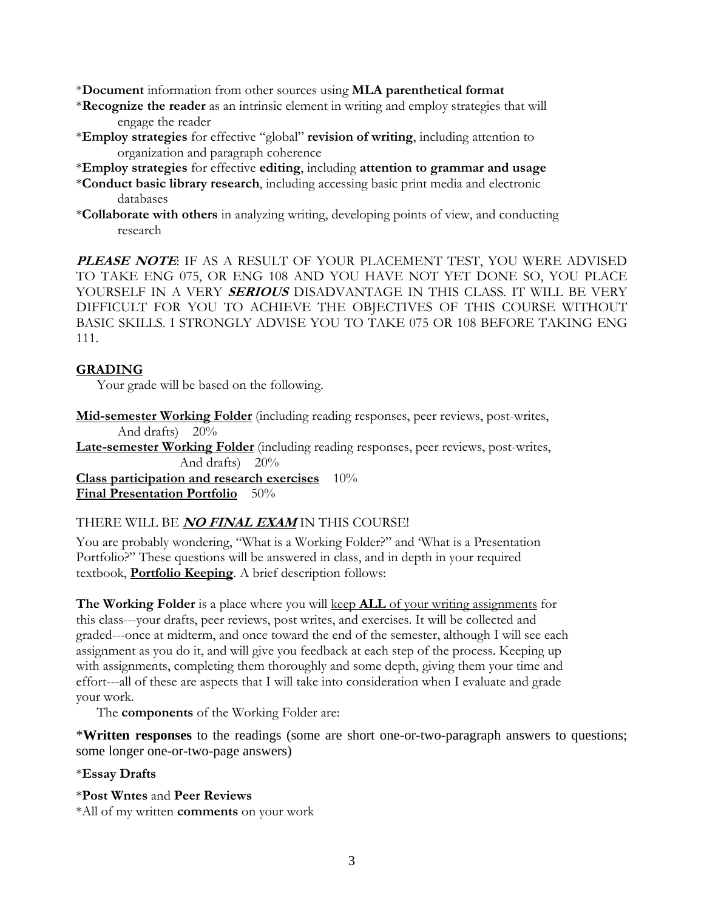*Document information from other sources using **MLA parenthetical format**

*Recognize the reader as an intrinsic element in writing and employ strategies that will engage the reader

*Employ strategies for effective "global" **revision of writing**, including attention to organization and paragraph coherence

*Employ strategies for effective **editing**, including **attention to grammar and usage**

*Conduct basic library research, including accessing basic print media and electronic databases

*Collaborate with others in analyzing writing, developing points of view, and conducting research

***PLEASE NOTE***: IF AS A RESULT OF YOUR PLACEMENT TEST, YOU WERE ADVISED TO TAKE ENG 075, OR ENG 108 AND YOU HAVE NOT YET DONE SO, YOU PLACE YOURSELF IN A VERY ***SERIOUS*** DISADVANTAGE IN THIS CLASS. IT WILL BE VERY DIFFICULT FOR YOU TO ACHIEVE THE OBJECTIVES OF THIS COURSE WITHOUT BASIC SKILLS. I STRONGLY ADVISE YOU TO TAKE 075 OR 108 BEFORE TAKING ENG 111.

## GRADING

Your grade will be based on the following.

**Mid-semester Working Folder** (including reading responses, peer reviews, post-writes, And drafts) 20%

**Late-semester Working Folder** (including reading responses, peer reviews, post-writes, And drafts) 20%

**Class participation and research exercises** 10%

**Final Presentation Portfolio** 50%

THERE WILL BE ***NO FINAL EXAM*** IN THIS COURSE!

You are probably wondering, "What is a Working Folder?" and 'What is a Presentation Portfolio?" These questions will be answered in class, and in depth in your required textbook, **Portfolio Keeping**. A brief description follows:

**The Working Folder** is a place where you will keep **ALL** of your writing assignments for this class---your drafts, peer reviews, post writes, and exercises. It will be collected and graded---once at midterm, and once toward the end of the semester, although I will see each assignment as you do it, and will give you feedback at each step of the process. Keeping up with assignments, completing them thoroughly and some depth, giving them your time and effort---all of these are aspects that I will take into consideration when I evaluate and grade your work.

The **components** of the Working Folder are:

***Written responses** to the readings (some are short one-or-two-paragraph answers to questions; some longer one-or-two-page answers)

***Essay Drafts**

***Post Wntes** and **Peer Reviews**

*All of my written **comments** on your work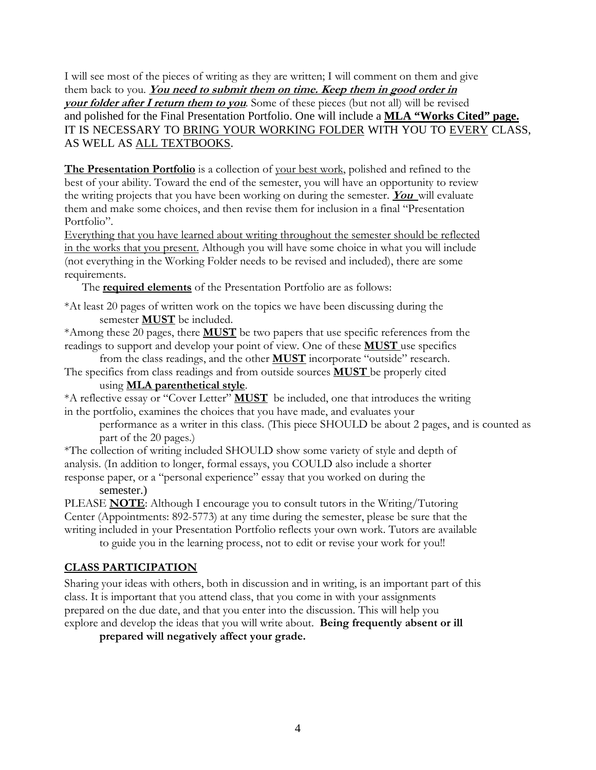I will see most of the pieces of writing as they are written; I will comment on them and give them back to you. ***You need to submit them on time. Keep them in good order in your folder after I return them to you***. Some of these pieces (but not all) will be revised and polished for the Final Presentation Portfolio. One will include a **MLA "Works Cited" page.** IT IS NECESSARY TO BRING YOUR WORKING FOLDER WITH YOU TO EVERY CLASS, AS WELL AS ALL TEXTBOOKS.

**The Presentation Portfolio** is a collection of your best work, polished and refined to the best of your ability. Toward the end of the semester, you will have an opportunity to review the writing projects that you have been working on during the semester. ***You*** will evaluate them and make some choices, and then revise them for inclusion in a final "Presentation Portfolio".

Everything that you have learned about writing throughout the semester should be reflected in the works that you present. Although you will have some choice in what you will include (not everything in the Working Folder needs to be revised and included), there are some requirements.

The **required elements** of the Presentation Portfolio are as follows:

*At least 20 pages of written work on the topics we have been discussing during the semester **MUST** be included.

*Among these 20 pages, there **MUST** be two papers that use specific references from the readings to support and develop your point of view. One of these **MUST** use specifics from the class readings, and the other **MUST** incorporate "outside" research. The specifics from class readings and from outside sources **MUST** be properly cited using **MLA parenthetical style**.

*A reflective essay or "Cover Letter" **MUST** be included, one that introduces the writing in the portfolio, examines the choices that you have made, and evaluates your performance as a writer in this class. (This piece SHOULD be about 2 pages, and is counted as part of the 20 pages.)

*The collection of writing included SHOULD show some variety of style and depth of analysis. (In addition to longer, formal essays, you COULD also include a shorter response paper, or a "personal experience" essay that you worked on during the semester.)

PLEASE **NOTE**: Although I encourage you to consult tutors in the Writing/Tutoring Center (Appointments: 892-5773) at any time during the semester, please be sure that the writing included in your Presentation Portfolio reflects your own work. Tutors are available to guide you in the learning process, not to edit or revise your work for you!!

## CLASS PARTICIPATION

Sharing your ideas with others, both in discussion and in writing, is an important part of this class. It is important that you attend class, that you come in with your assignments prepared on the due date, and that you enter into the discussion. This will help you explore and develop the ideas that you will write about. **Being frequently absent or ill prepared will negatively affect your grade.**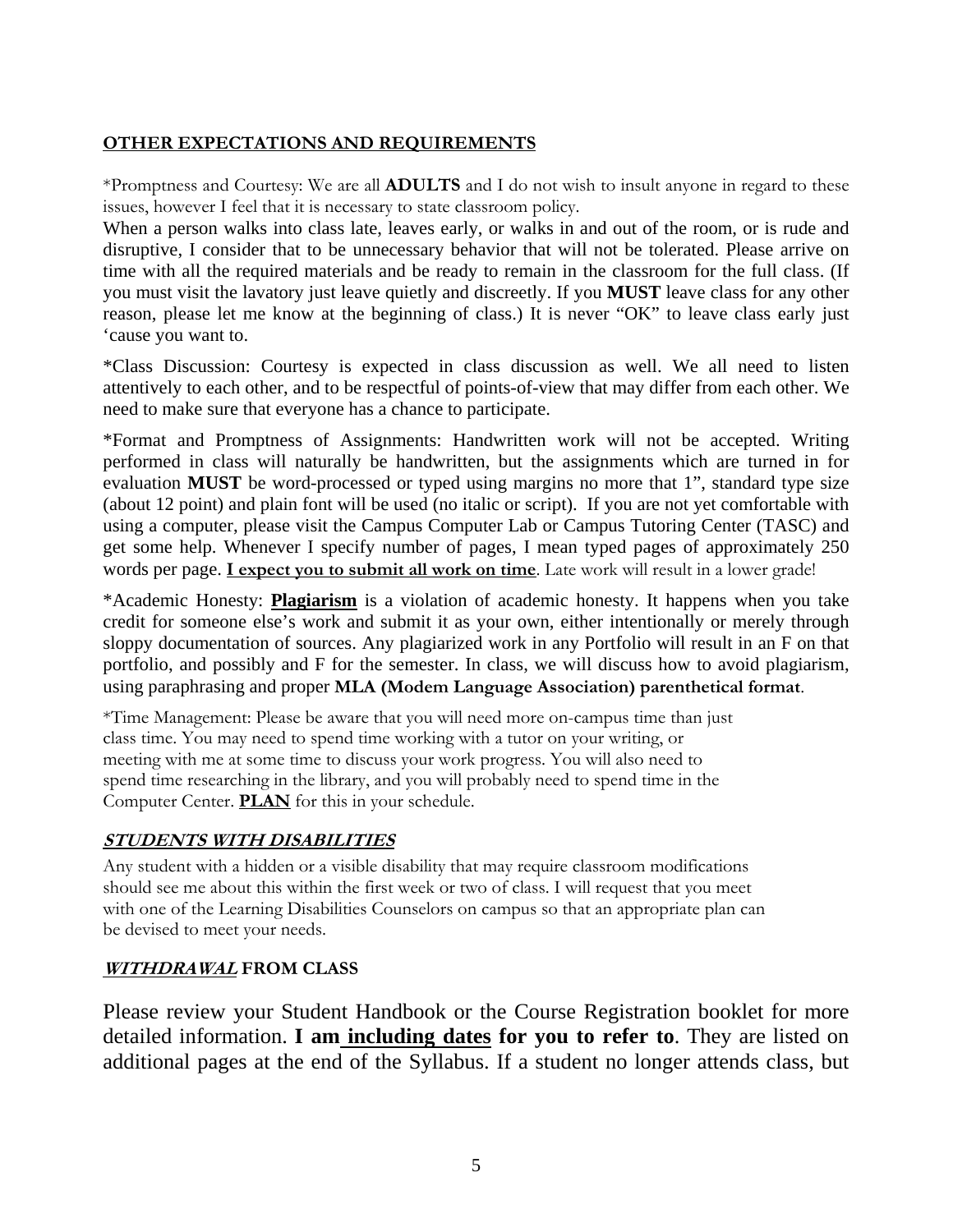## OTHER EXPECTATIONS AND REQUIREMENTS

*Promptness and Courtesy: We are all **ADULTS** and I do not wish to insult anyone in regard to these issues, however I feel that it is necessary to state classroom policy.

When a person walks into class late, leaves early, or walks in and out of the room, or is rude and disruptive, I consider that to be unnecessary behavior that will not be tolerated. Please arrive on time with all the required materials and be ready to remain in the classroom for the full class. (If you must visit the lavatory just leave quietly and discreetly. If you **MUST** leave class for any other reason, please let me know at the beginning of class.) It is never "OK" to leave class early just 'cause you want to.

*Class Discussion: Courtesy is expected in class discussion as well. We all need to listen attentively to each other, and to be respectful of points-of-view that may differ from each other. We need to make sure that everyone has a chance to participate.

*Format and Promptness of Assignments: Handwritten work will not be accepted. Writing performed in class will naturally be handwritten, but the assignments which are turned in for evaluation **MUST** be word-processed or typed using margins no more that 1", standard type size (about 12 point) and plain font will be used (no italic or script). If you are not yet comfortable with using a computer, please visit the Campus Computer Lab or Campus Tutoring Center (TASC) and get some help. Whenever I specify number of pages, I mean typed pages of approximately 250 words per page. **I expect you to submit all work on time**. Late work will result in a lower grade!

*Academic Honesty: **Plagiarism** is a violation of academic honesty. It happens when you take credit for someone else's work and submit it as your own, either intentionally or merely through sloppy documentation of sources. Any plagiarized work in any Portfolio will result in an F on that portfolio, and possibly and F for the semester. In class, we will discuss how to avoid plagiarism, using paraphrasing and proper **MLA (Modem Language Association) parenthetical format**.

*Time Management: Please be aware that you will need more on-campus time than just class time. You may need to spend time working with a tutor on your writing, or meeting with me at some time to discuss your work progress. You will also need to spend time researching in the library, and you will probably need to spend time in the Computer Center. **PLAN** for this in your schedule.

## ***STUDENTS WITH DISABILITIES***

Any student with a hidden or a visible disability that may require classroom modifications should see me about this within the first week or two of class. I will request that you meet with one of the Learning Disabilities Counselors on campus so that an appropriate plan can be devised to meet your needs.

## ***WITHDRAWAL*** FROM CLASS

Please review your Student Handbook or the Course Registration booklet for more detailed information. **I am including dates for you to refer to**. They are listed on additional pages at the end of the Syllabus. If a student no longer attends class, but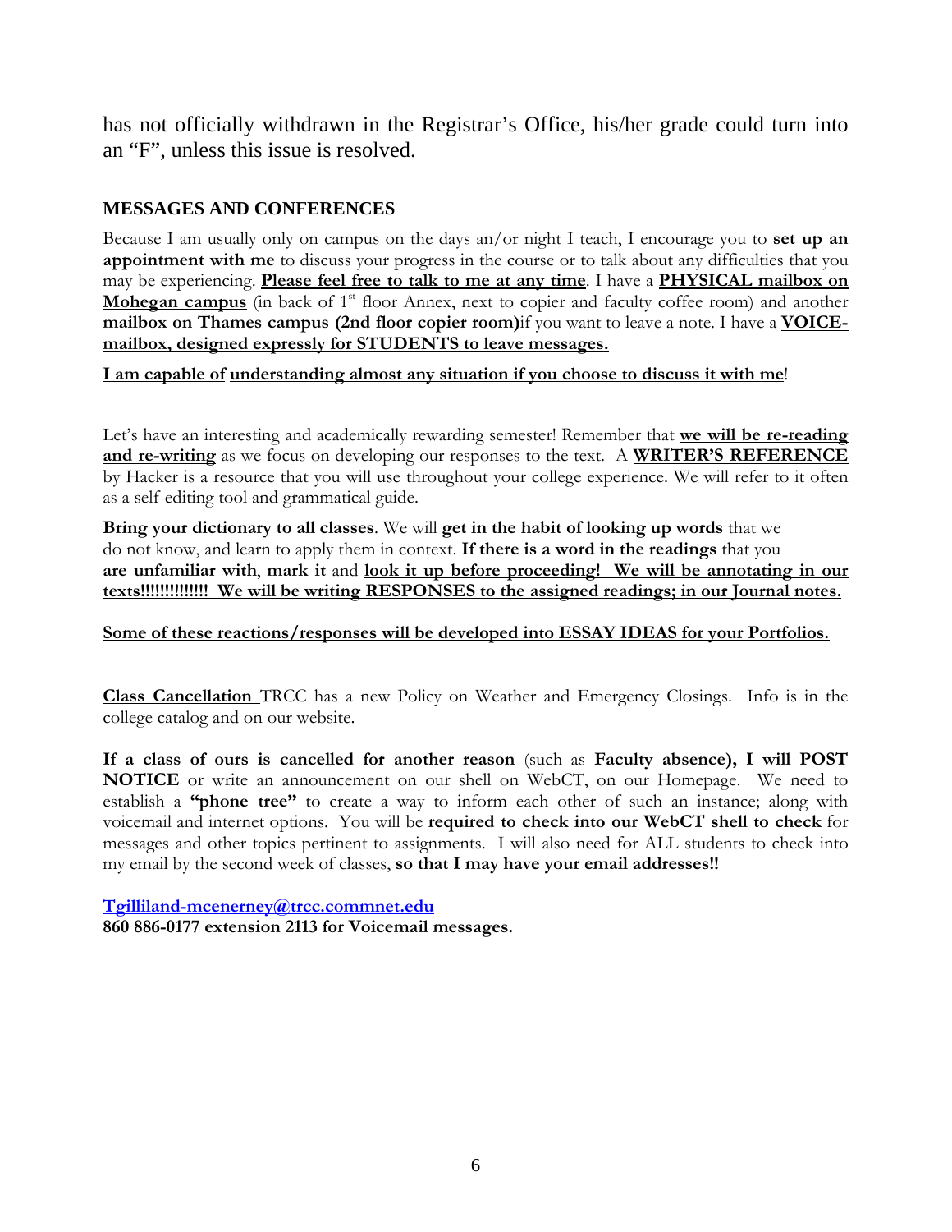has not officially withdrawn in the Registrar's Office, his/her grade could turn into an "F", unless this issue is resolved.

## MESSAGES AND CONFERENCES

Because I am usually only on campus on the days an/or night I teach, I encourage you to **set up an appointment with me** to discuss your progress in the course or to talk about any difficulties that you may be experiencing. **Please feel free to talk to me at any time**. I have a **PHYSICAL mailbox on Mohegan campus** (in back of 1st floor Annex, next to copier and faculty coffee room) and another **mailbox on Thames campus (2nd floor copier room)**if you want to leave a note. I have a **VOICE-mailbox, designed expressly for STUDENTS to leave messages.**

**I am capable of understanding almost any situation if you choose to discuss it with me**!

Let's have an interesting and academically rewarding semester! Remember that **we will be re-reading and re-writing** as we focus on developing our responses to the text. A **WRITER'S REFERENCE** by Hacker is a resource that you will use throughout your college experience. We will refer to it often as a self-editing tool and grammatical guide.

**Bring your dictionary to all classes**. We will **get in the habit of looking up words** that we do not know, and learn to apply them in context. **If there is a word in the readings** that you **are unfamiliar with**, **mark it** and **look it up before proceeding! We will be annotating in our texts!!!!!!!!!!!!!! We will be writing RESPONSES to the assigned readings; in our Journal notes.**

**Some of these reactions/responses will be developed into ESSAY IDEAS for your Portfolios.**

**Class Cancellation** TRCC has a new Policy on Weather and Emergency Closings. Info is in the college catalog and on our website.

**If a class of ours is cancelled for another reason** (such as **Faculty absence), I will POST NOTICE** or write an announcement on our shell on WebCT, on our Homepage. We need to establish a **"phone tree"** to create a way to inform each other of such an instance; along with voicemail and internet options. You will be **required to check into our WebCT shell to check** for messages and other topics pertinent to assignments. I will also need for ALL students to check into my email by the second week of classes, **so that I may have your email addresses!!**

**Tgilliland-mcenerney@trcc.commnet.edu**
**860 886-0177 extension 2113 for Voicemail messages.**